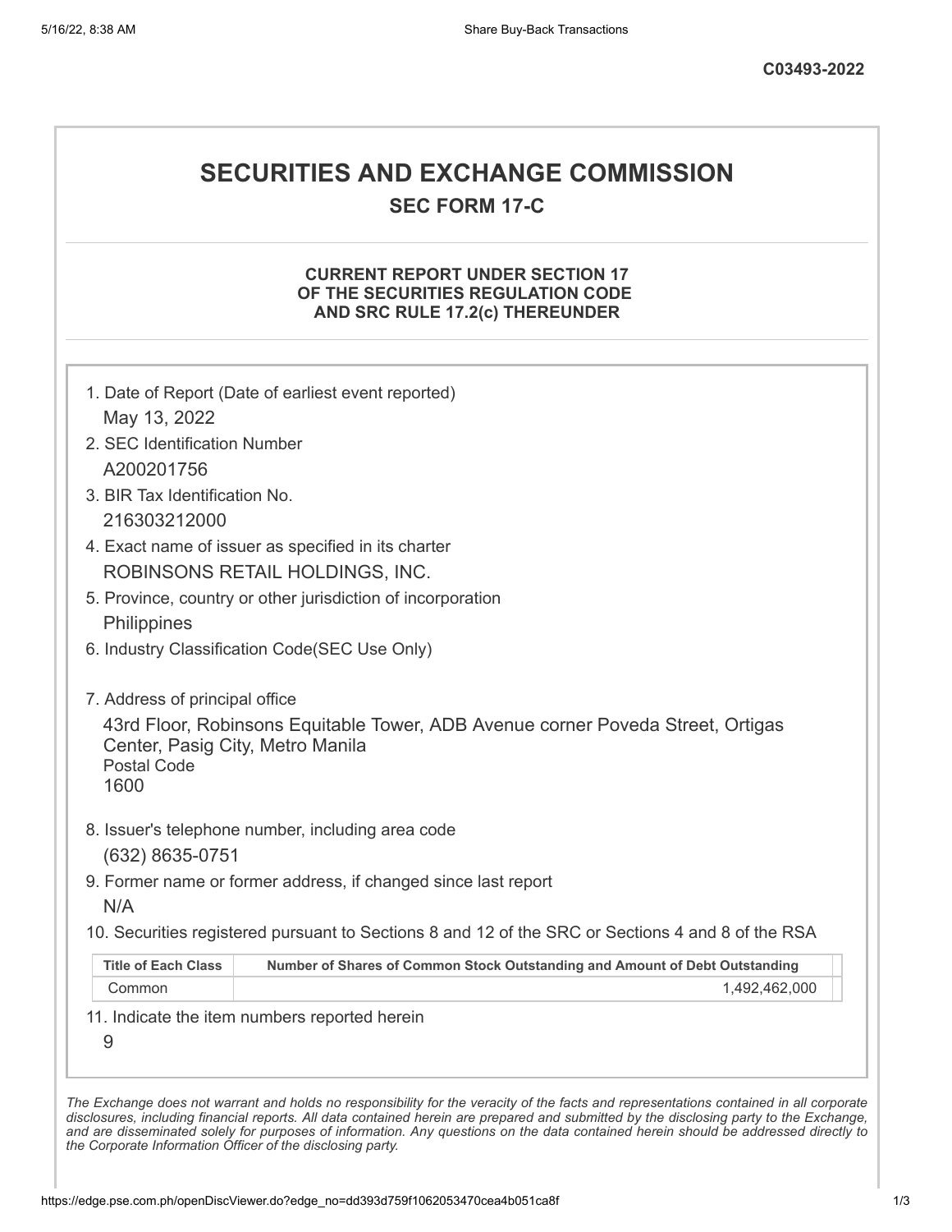C03493-2022

# SECURITIES AND EXCHANGE COMMISSION

## SEC FORM 17-C

### CURRENT REPORT UNDER SECTION 17 OF THE SECURITIES REGULATION CODE AND SRC RULE 17.2(c) THEREUNDER

1. Date of Report (Date of earliest event reported)

   May 13, 2022

2. SEC Identification Number

   A200201756

3. BIR Tax Identification No.

   216303212000

4. Exact name of issuer as specified in its charter

   ROBINSONS RETAIL HOLDINGS, INC.

5. Province, country or other jurisdiction of incorporation

   Philippines

6. Industry Classification Code(SEC Use Only)

7. Address of principal office

   43rd Floor, Robinsons Equitable Tower, ADB Avenue corner Poveda Street, Ortigas Center, Pasig City, Metro Manila
   Postal Code
   1600

8. Issuer's telephone number, including area code

   (632) 8635-0751

9. Former name or former address, if changed since last report

   N/A

10. Securities registered pursuant to Sections 8 and 12 of the SRC or Sections 4 and 8 of the RSA

| Title of Each Class | Number of Shares of Common Stock Outstanding and Amount of Debt Outstanding |
| --- | --- |
| Common | 1,492,462,000 |

11. Indicate the item numbers reported herein

    9

*The Exchange does not warrant and holds no responsibility for the veracity of the facts and representations contained in all corporate disclosures, including financial reports. All data contained herein are prepared and submitted by the disclosing party to the Exchange, and are disseminated solely for purposes of information. Any questions on the data contained herein should be addressed directly to the Corporate Information Officer of the disclosing party.*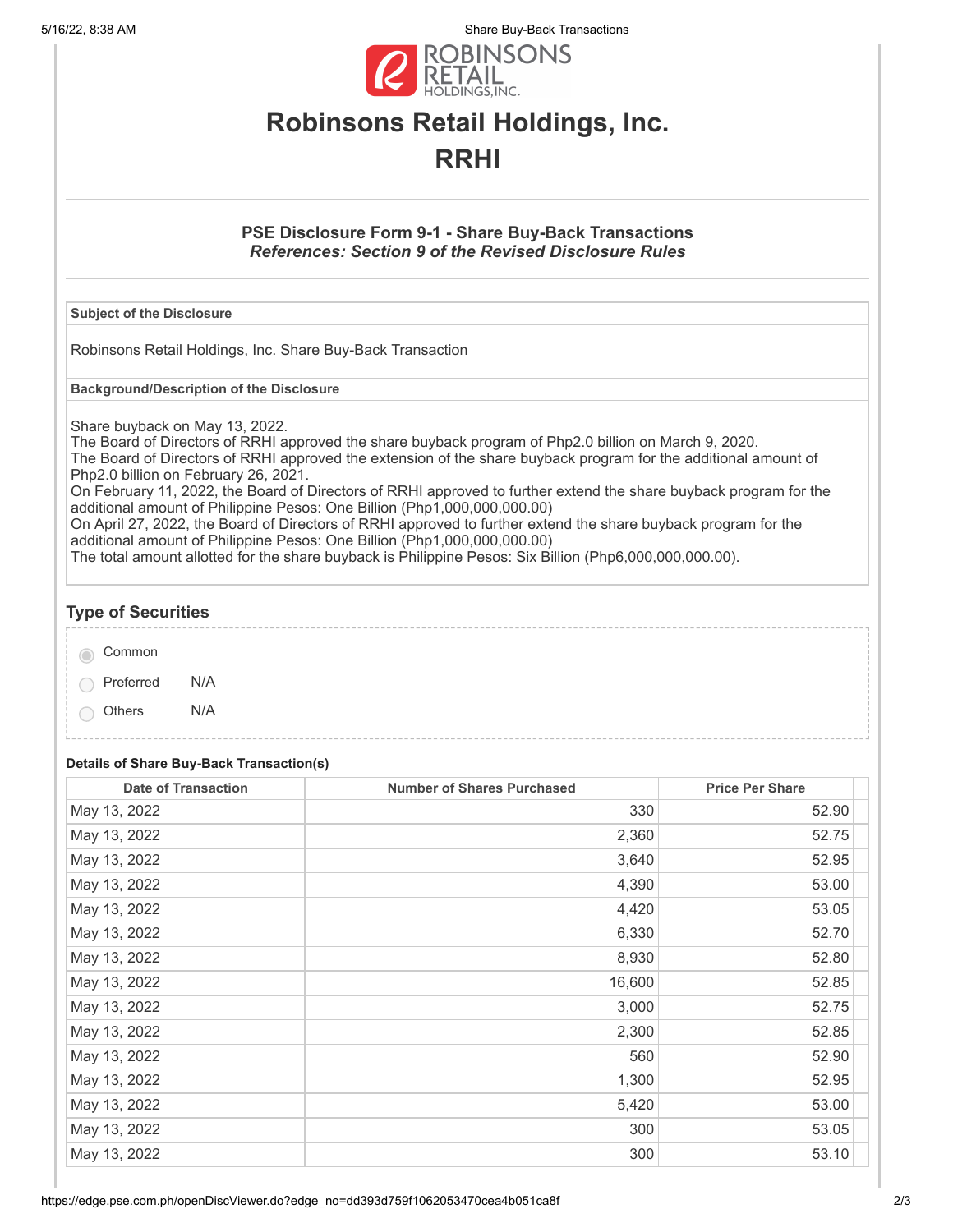# Robinsons Retail Holdings, Inc.

# RRHI

### PSE Disclosure Form 9-1 - Share Buy-Back Transactions

***References: Section 9 of the Revised Disclosure Rules***

**Subject of the Disclosure**

Robinsons Retail Holdings, Inc. Share Buy-Back Transaction

**Background/Description of the Disclosure**

Share buyback on May 13, 2022.
The Board of Directors of RRHI approved the share buyback program of Php2.0 billion on March 9, 2020.
The Board of Directors of RRHI approved the extension of the share buyback program for the additional amount of Php2.0 billion on February 26, 2021.
On February 11, 2022, the Board of Directors of RRHI approved to further extend the share buyback program for the additional amount of Philippine Pesos: One Billion (Php1,000,000,000.00)
On April 27, 2022, the Board of Directors of RRHI approved to further extend the share buyback program for the additional amount of Philippine Pesos: One Billion (Php1,000,000,000.00)
The total amount allotted for the share buyback is Philippine Pesos: Six Billion (Php6,000,000,000.00).

## Type of Securities

- Common
- Preferred N/A
- Others N/A

**Details of Share Buy-Back Transaction(s)**

| Date of Transaction | Number of Shares Purchased | Price Per Share |
|---|---|---|
| May 13, 2022 | 330 | 52.90 |
| May 13, 2022 | 2,360 | 52.75 |
| May 13, 2022 | 3,640 | 52.95 |
| May 13, 2022 | 4,390 | 53.00 |
| May 13, 2022 | 4,420 | 53.05 |
| May 13, 2022 | 6,330 | 52.70 |
| May 13, 2022 | 8,930 | 52.80 |
| May 13, 2022 | 16,600 | 52.85 |
| May 13, 2022 | 3,000 | 52.75 |
| May 13, 2022 | 2,300 | 52.85 |
| May 13, 2022 | 560 | 52.90 |
| May 13, 2022 | 1,300 | 52.95 |
| May 13, 2022 | 5,420 | 53.00 |
| May 13, 2022 | 300 | 53.05 |
| May 13, 2022 | 300 | 53.10 |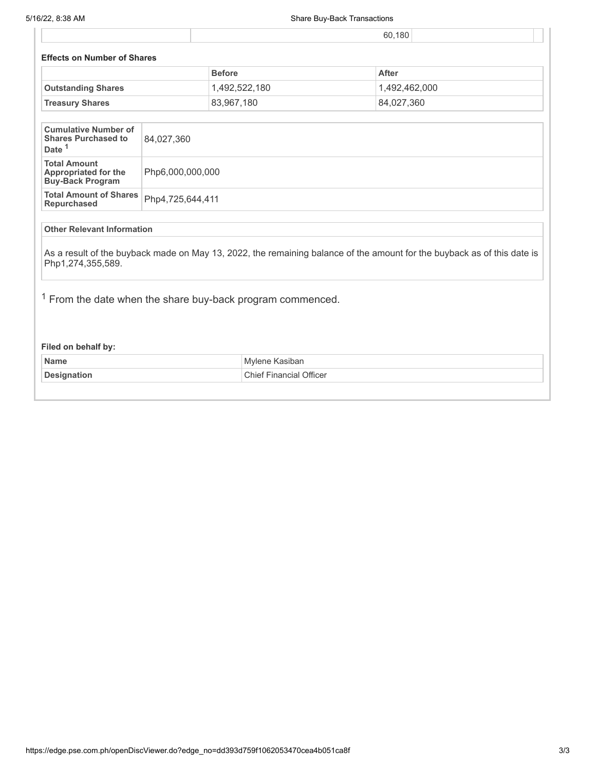| | | |
|---|---|---|
| | 60,180 | |

**Effects on Number of Shares**

| | Before | After |
|---|---|---|
| **Outstanding Shares** | 1,492,522,180 | 1,492,462,000 |
| **Treasury Shares** | 83,967,180 | 84,027,360 |

| | |
|---|---|
| **Cumulative Number of Shares Purchased to Date** [1] | 84,027,360 |
| **Total Amount Appropriated for the Buy-Back Program** | Php6,000,000,000 |
| **Total Amount of Shares Repurchased** | Php4,725,644,411 |

**Other Relevant Information**

As a result of the buyback made on May 13, 2022, the remaining balance of the amount for the buyback as of this date is Php1,274,355,589.

[1] From the date when the share buy-back program commenced.

**Filed on behalf by:**

| | |
|---|---|
| **Name** | Mylene Kasiban |
| **Designation** | Chief Financial Officer |